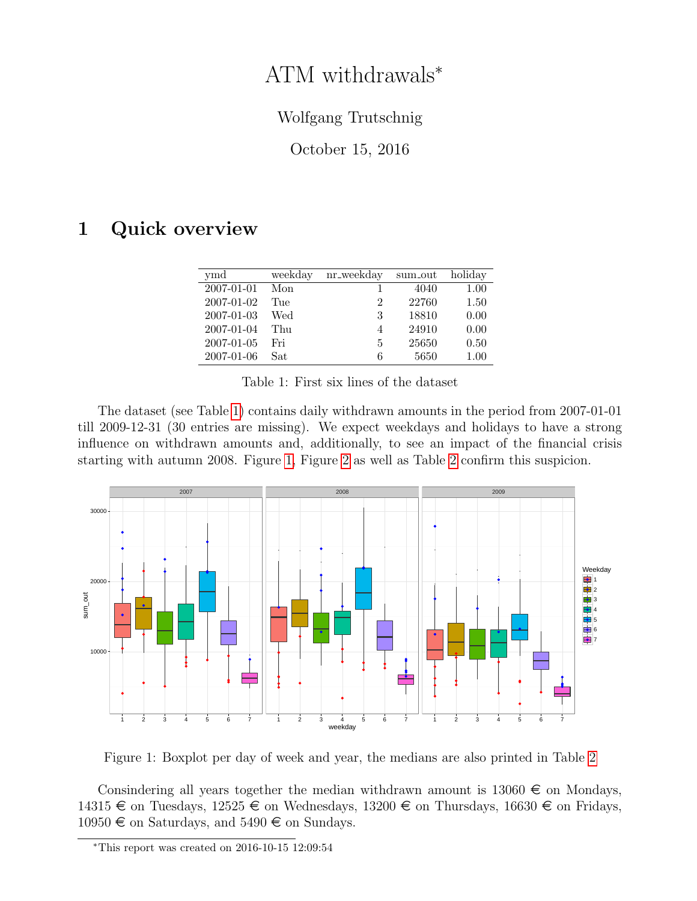# ATM withdrawals*

Wolfgang Trutschnig

October 15, 2016

## 1 Quick overview

| ymd | weekday | nr_weekday | sum_out | holiday |
|---|---|---|---|---|
| 2007-01-01 | Mon | 1 | 4040 | 1.00 |
| 2007-01-02 | Tue | 2 | 22760 | 1.50 |
| 2007-01-03 | Wed | 3 | 18810 | 0.00 |
| 2007-01-04 | Thu | 4 | 24910 | 0.00 |
| 2007-01-05 | Fri | 5 | 25650 | 0.50 |
| 2007-01-06 | Sat | 6 | 5650 | 1.00 |

Table 1: First six lines of the dataset

The dataset (see Table 1) contains daily withdrawn amounts in the period from 2007-01-01 till 2009-12-31 (30 entries are missing). We expect weekdays and holidays to have a strong influence on withdrawn amounts and, additionally, to see an impact of the financial crisis starting with autumn 2008. Figure 1, Figure 2 as well as Table 2 confirm this suspicion.

Figure 1: Boxplot per day of week and year, the medians are also printed in Table 2

Consindering all years together the median withdrawn amount is 13060 € on Mondays, 14315 € on Tuesdays, 12525 € on Wednesdays, 13200 € on Thursdays, 16630 € on Fridays, 10950 € on Saturdays, and 5490 € on Sundays.

*This report was created on 2016-10-15 12:09:54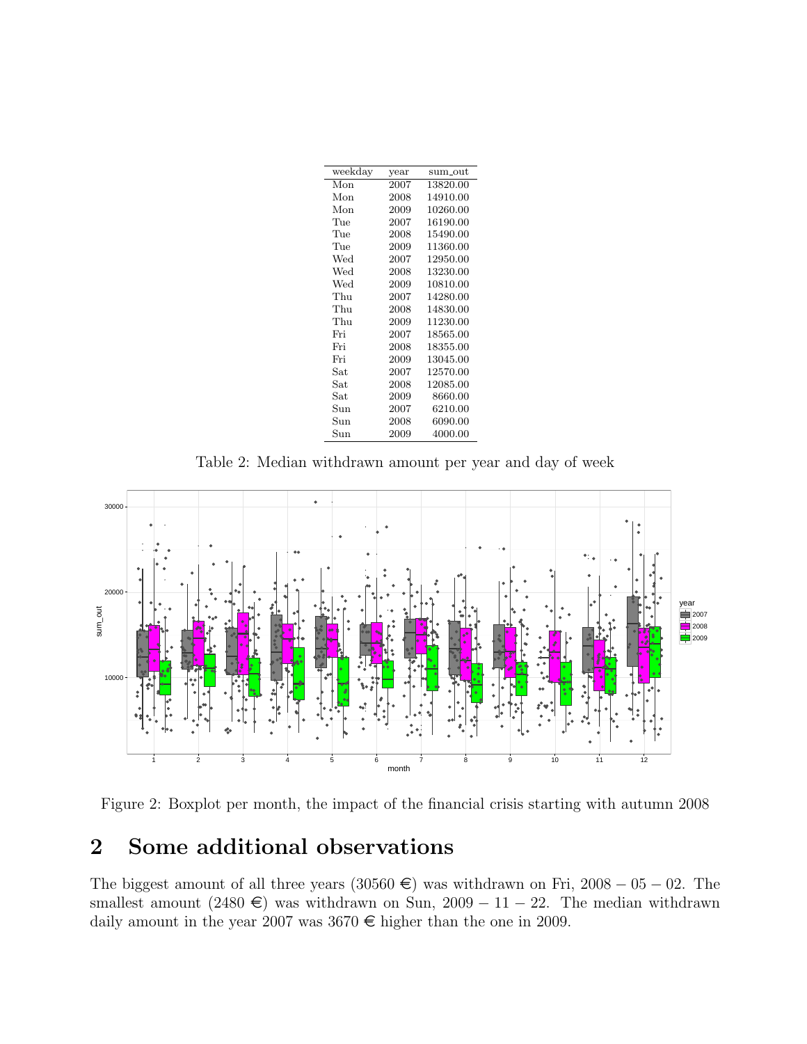| weekday | year | sum_out |
|---|---|---|
| Mon | 2007 | 13820.00 |
| Mon | 2008 | 14910.00 |
| Mon | 2009 | 10260.00 |
| Tue | 2007 | 16190.00 |
| Tue | 2008 | 15490.00 |
| Tue | 2009 | 11360.00 |
| Wed | 2007 | 12950.00 |
| Wed | 2008 | 13230.00 |
| Wed | 2009 | 10810.00 |
| Thu | 2007 | 14280.00 |
| Thu | 2008 | 14830.00 |
| Thu | 2009 | 11230.00 |
| Fri | 2007 | 18565.00 |
| Fri | 2008 | 18355.00 |
| Fri | 2009 | 13045.00 |
| Sat | 2007 | 12570.00 |
| Sat | 2008 | 12085.00 |
| Sat | 2009 | 8660.00 |
| Sun | 2007 | 6210.00 |
| Sun | 2008 | 6090.00 |
| Sun | 2009 | 4000.00 |

Table 2: Median withdrawn amount per year and day of week

sum_out
30000
20000
10000
month
1 2 3 4 5 6 7 8 9 10 11 12
year
2007
2008
2009

Figure 2: Boxplot per month, the impact of the financial crisis starting with autumn 2008

## 2 Some additional observations

The biggest amount of all three years (30560 €) was withdrawn on Fri, $2008-05-02$. The smallest amount (2480 €) was withdrawn on Sun, $2009-11-22$. The median withdrawn daily amount in the year 2007 was 3670 € higher than the one in 2009.